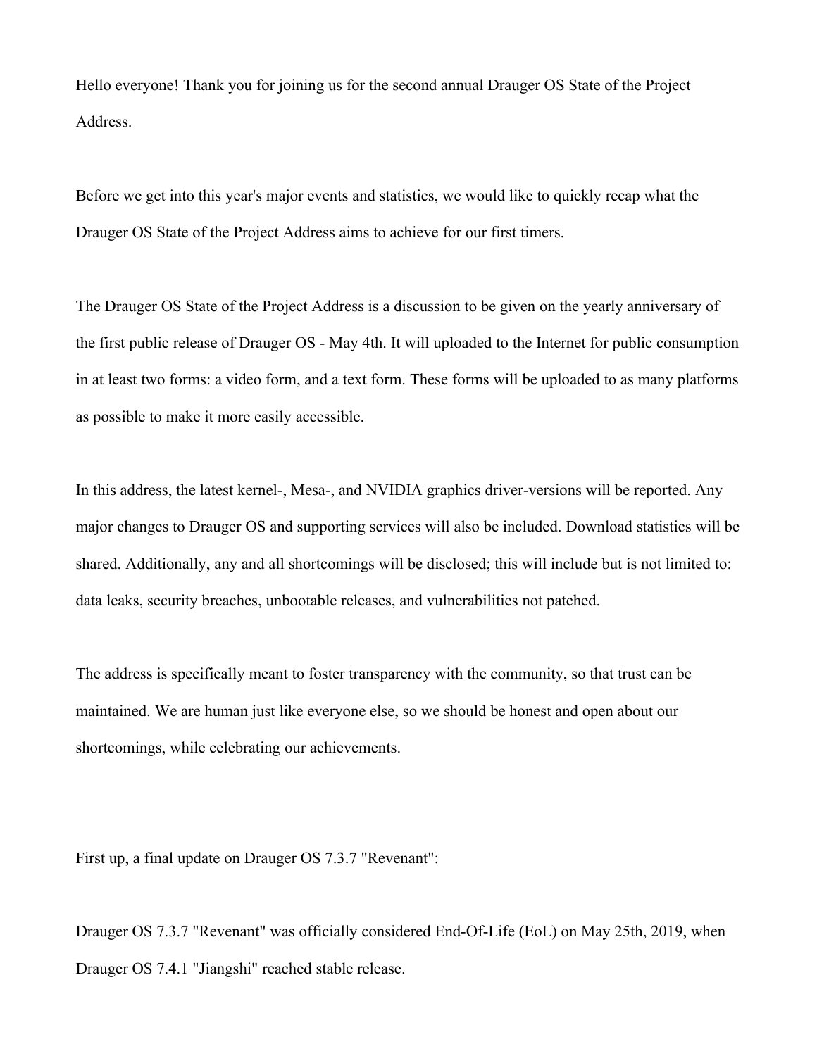Hello everyone! Thank you for joining us for the second annual Drauger OS State of the Project Address.

Before we get into this year's major events and statistics, we would like to quickly recap what the Drauger OS State of the Project Address aims to achieve for our first timers.

The Drauger OS State of the Project Address is a discussion to be given on the yearly anniversary of the first public release of Drauger OS - May 4th. It will uploaded to the Internet for public consumption in at least two forms: a video form, and a text form. These forms will be uploaded to as many platforms as possible to make it more easily accessible.

In this address, the latest kernel-, Mesa-, and NVIDIA graphics driver-versions will be reported. Any major changes to Drauger OS and supporting services will also be included. Download statistics will be shared. Additionally, any and all shortcomings will be disclosed; this will include but is not limited to: data leaks, security breaches, unbootable releases, and vulnerabilities not patched.

The address is specifically meant to foster transparency with the community, so that trust can be maintained. We are human just like everyone else, so we should be honest and open about our shortcomings, while celebrating our achievements.

First up, a final update on Drauger OS 7.3.7 "Revenant":

Drauger OS 7.3.7 "Revenant" was officially considered End-Of-Life (EoL) on May 25th, 2019, when Drauger OS 7.4.1 "Jiangshi" reached stable release.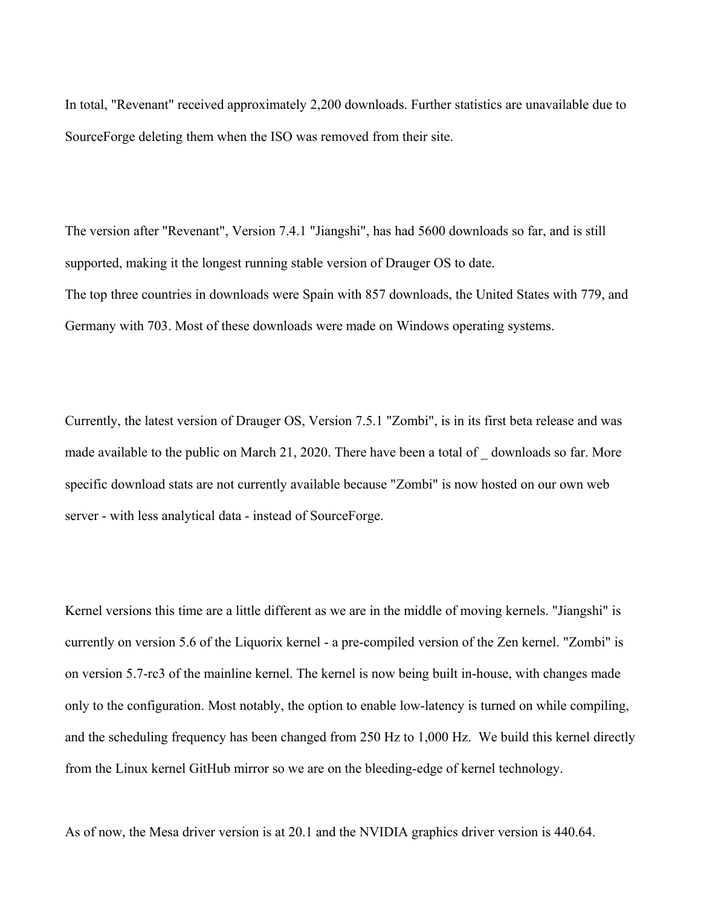In total, "Revenant" received approximately 2,200 downloads. Further statistics are unavailable due to SourceForge deleting them when the ISO was removed from their site.

The version after "Revenant", Version 7.4.1 "Jiangshi", has had 5600 downloads so far, and is still supported, making it the longest running stable version of Drauger OS to date.
The top three countries in downloads were Spain with 857 downloads, the United States with 779, and Germany with 703. Most of these downloads were made on Windows operating systems.

Currently, the latest version of Drauger OS, Version 7.5.1 "Zombi", is in its first beta release and was made available to the public on March 21, 2020. There have been a total of _ downloads so far. More specific download stats are not currently available because "Zombi" is now hosted on our own web server - with less analytical data - instead of SourceForge.

Kernel versions this time are a little different as we are in the middle of moving kernels. "Jiangshi" is currently on version 5.6 of the Liquorix kernel - a pre-compiled version of the Zen kernel. "Zombi" is on version 5.7-rc3 of the mainline kernel. The kernel is now being built in-house, with changes made only to the configuration. Most notably, the option to enable low-latency is turned on while compiling, and the scheduling frequency has been changed from 250 Hz to 1,000 Hz. We build this kernel directly from the Linux kernel GitHub mirror so we are on the bleeding-edge of kernel technology.

As of now, the Mesa driver version is at 20.1 and the NVIDIA graphics driver version is 440.64.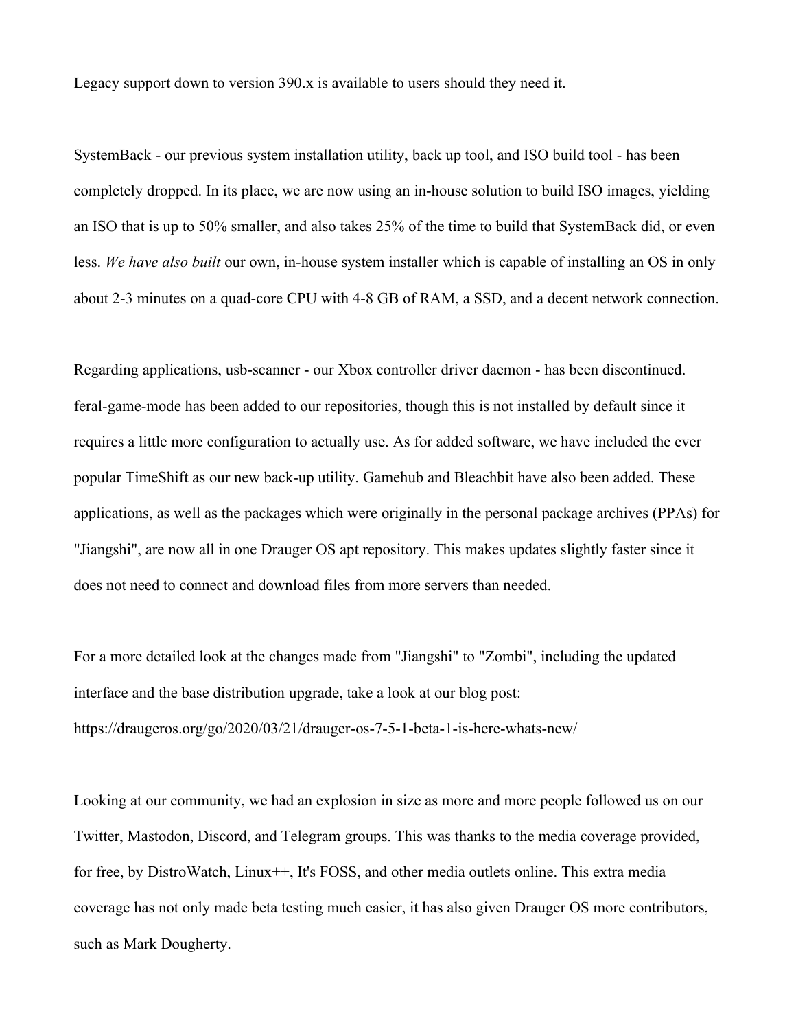Legacy support down to version 390.x is available to users should they need it.

SystemBack - our previous system installation utility, back up tool, and ISO build tool - has been completely dropped. In its place, we are now using an in-house solution to build ISO images, yielding an ISO that is up to 50% smaller, and also takes 25% of the time to build that SystemBack did, or even less. *We have also built* our own, in-house system installer which is capable of installing an OS in only about 2-3 minutes on a quad-core CPU with 4-8 GB of RAM, a SSD, and a decent network connection.

Regarding applications, usb-scanner - our Xbox controller driver daemon - has been discontinued. feral-game-mode has been added to our repositories, though this is not installed by default since it requires a little more configuration to actually use. As for added software, we have included the ever popular TimeShift as our new back-up utility. Gamehub and Bleachbit have also been added. These applications, as well as the packages which were originally in the personal package archives (PPAs) for "Jiangshi", are now all in one Drauger OS apt repository. This makes updates slightly faster since it does not need to connect and download files from more servers than needed.

For a more detailed look at the changes made from "Jiangshi" to "Zombi", including the updated interface and the base distribution upgrade, take a look at our blog post:
https://draugeros.org/go/2020/03/21/drauger-os-7-5-1-beta-1-is-here-whats-new/

Looking at our community, we had an explosion in size as more and more people followed us on our Twitter, Mastodon, Discord, and Telegram groups. This was thanks to the media coverage provided, for free, by DistroWatch, Linux++, It's FOSS, and other media outlets online. This extra media coverage has not only made beta testing much easier, it has also given Drauger OS more contributors, such as Mark Dougherty.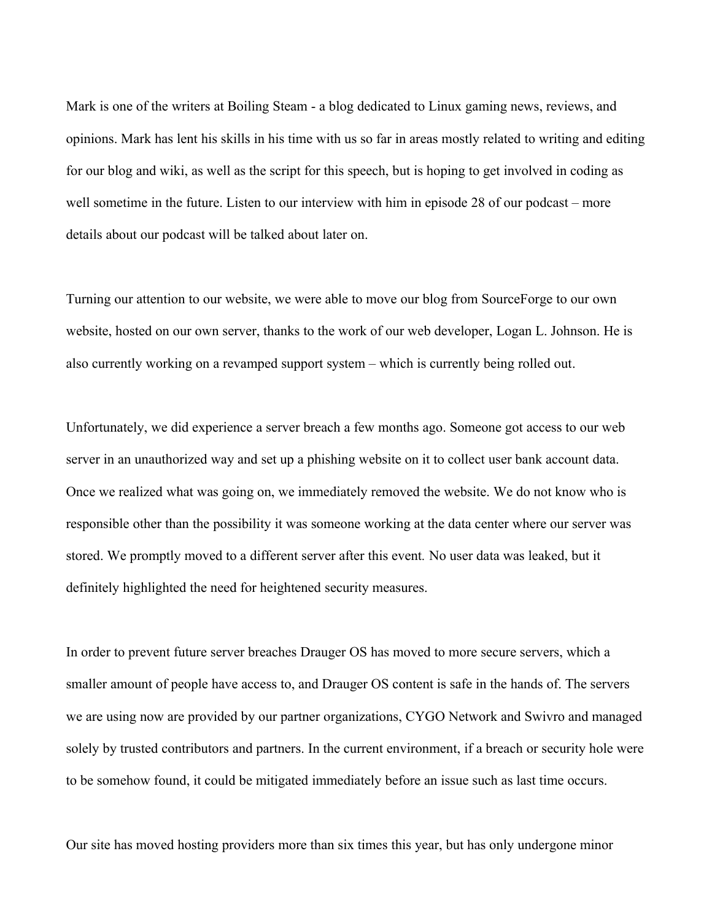Mark is one of the writers at Boiling Steam - a blog dedicated to Linux gaming news, reviews, and opinions. Mark has lent his skills in his time with us so far in areas mostly related to writing and editing for our blog and wiki, as well as the script for this speech, but is hoping to get involved in coding as well sometime in the future. Listen to our interview with him in episode 28 of our podcast – more details about our podcast will be talked about later on.

Turning our attention to our website, we were able to move our blog from SourceForge to our own website, hosted on our own server, thanks to the work of our web developer, Logan L. Johnson. He is also currently working on a revamped support system – which is currently being rolled out.

Unfortunately, we did experience a server breach a few months ago. Someone got access to our web server in an unauthorized way and set up a phishing website on it to collect user bank account data. Once we realized what was going on, we immediately removed the website. We do not know who is responsible other than the possibility it was someone working at the data center where our server was stored. We promptly moved to a different server after this event. No user data was leaked, but it definitely highlighted the need for heightened security measures.

In order to prevent future server breaches Drauger OS has moved to more secure servers, which a smaller amount of people have access to, and Drauger OS content is safe in the hands of. The servers we are using now are provided by our partner organizations, CYGO Network and Swivro and managed solely by trusted contributors and partners. In the current environment, if a breach or security hole were to be somehow found, it could be mitigated immediately before an issue such as last time occurs.

Our site has moved hosting providers more than six times this year, but has only undergone minor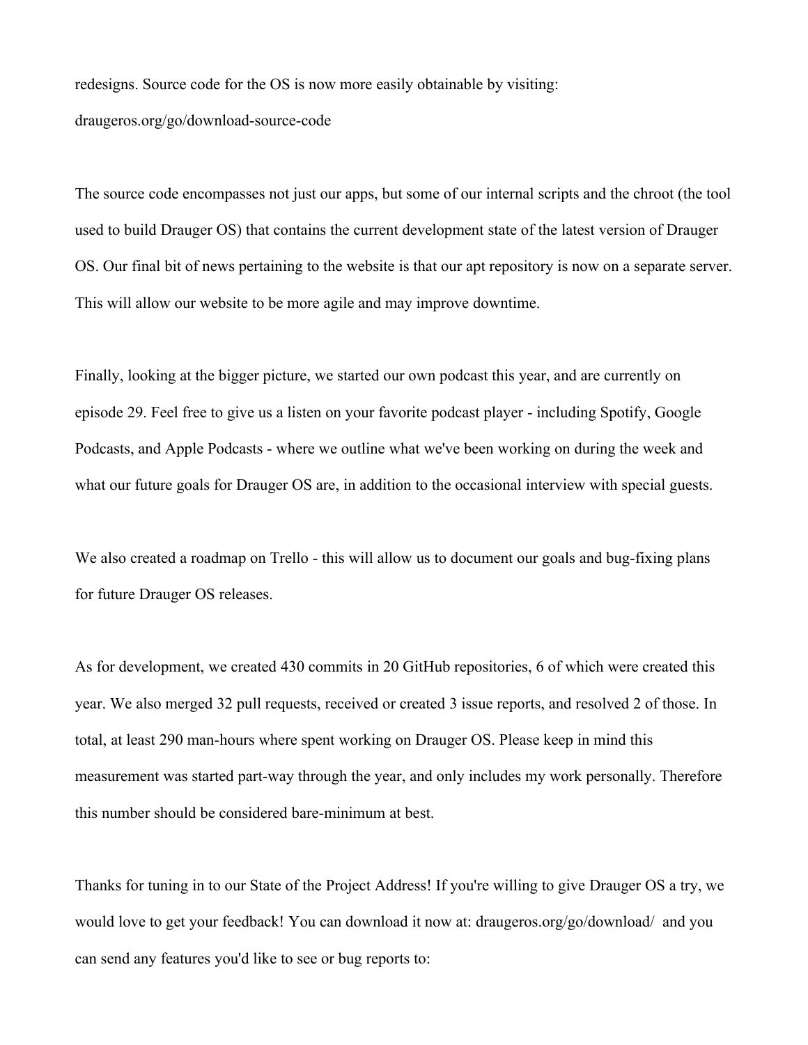redesigns. Source code for the OS is now more easily obtainable by visiting:

draugeros.org/go/download-source-code

The source code encompasses not just our apps, but some of our internal scripts and the chroot (the tool used to build Drauger OS) that contains the current development state of the latest version of Drauger OS. Our final bit of news pertaining to the website is that our apt repository is now on a separate server. This will allow our website to be more agile and may improve downtime.

Finally, looking at the bigger picture, we started our own podcast this year, and are currently on episode 29. Feel free to give us a listen on your favorite podcast player - including Spotify, Google Podcasts, and Apple Podcasts - where we outline what we've been working on during the week and what our future goals for Drauger OS are, in addition to the occasional interview with special guests.

We also created a roadmap on Trello - this will allow us to document our goals and bug-fixing plans for future Drauger OS releases.

As for development, we created 430 commits in 20 GitHub repositories, 6 of which were created this year. We also merged 32 pull requests, received or created 3 issue reports, and resolved 2 of those. In total, at least 290 man-hours where spent working on Drauger OS. Please keep in mind this measurement was started part-way through the year, and only includes my work personally. Therefore this number should be considered bare-minimum at best.

Thanks for tuning in to our State of the Project Address! If you're willing to give Drauger OS a try, we would love to get your feedback! You can download it now at: draugeros.org/go/download/ and you can send any features you'd like to see or bug reports to: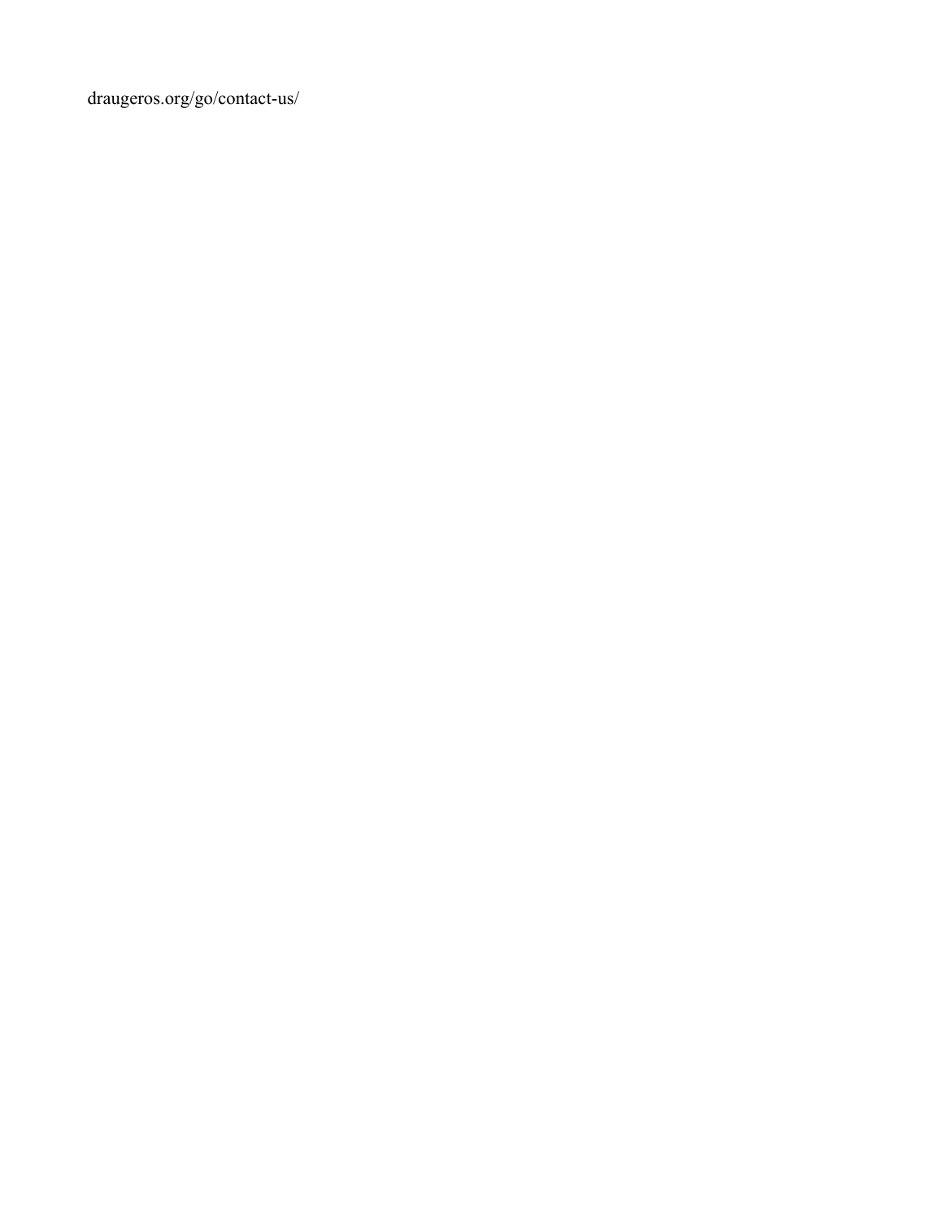draugeros.org/go/contact-us/